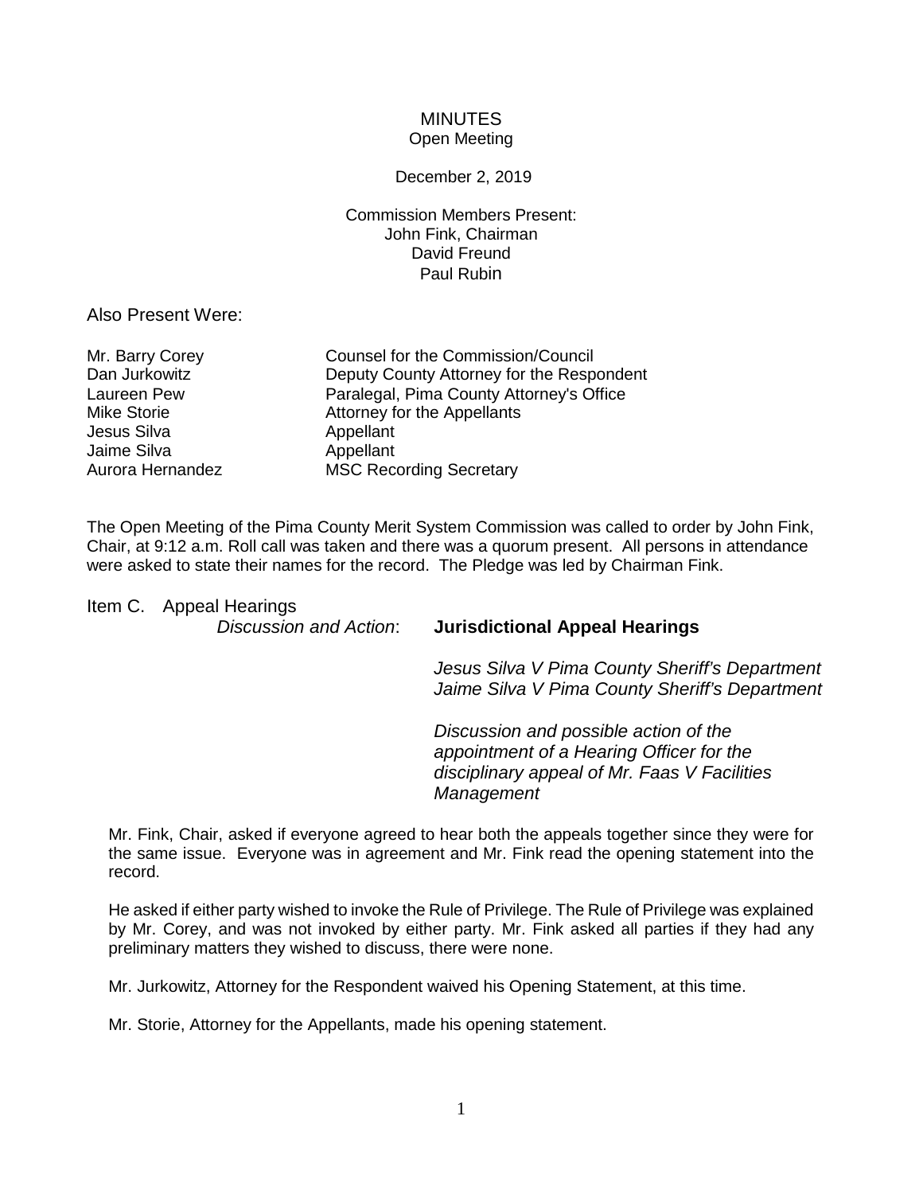# MINUTES

Open Meeting

December 2, 2019

Commission Members Present:
John Fink, Chairman
David Freund
Paul Rubin

Also Present Were:

| | |
|---|---|
| Mr. Barry Corey | Counsel for the Commission/Council |
| Dan Jurkowitz | Deputy County Attorney for the Respondent |
| Laureen Pew | Paralegal, Pima County Attorney's Office |
| Mike Storie | Attorney for the Appellants |
| Jesus Silva | Appellant |
| Jaime Silva | Appellant |
| Aurora Hernandez | MSC Recording Secretary |

The Open Meeting of the Pima County Merit System Commission was called to order by John Fink, Chair, at 9:12 a.m. Roll call was taken and there was a quorum present. All persons in attendance were asked to state their names for the record. The Pledge was led by Chairman Fink.

Item C. Appeal Hearings

*Discussion and Action*: **Jurisdictional Appeal Hearings**

*Jesus Silva V Pima County Sheriff's Department*
*Jaime Silva V Pima County Sheriff's Department*

*Discussion and possible action of the appointment of a Hearing Officer for the disciplinary appeal of Mr. Faas V Facilities Management*

Mr. Fink, Chair, asked if everyone agreed to hear both the appeals together since they were for the same issue. Everyone was in agreement and Mr. Fink read the opening statement into the record.

He asked if either party wished to invoke the Rule of Privilege. The Rule of Privilege was explained by Mr. Corey, and was not invoked by either party. Mr. Fink asked all parties if they had any preliminary matters they wished to discuss, there were none.

Mr. Jurkowitz, Attorney for the Respondent waived his Opening Statement, at this time.

Mr. Storie, Attorney for the Appellants, made his opening statement.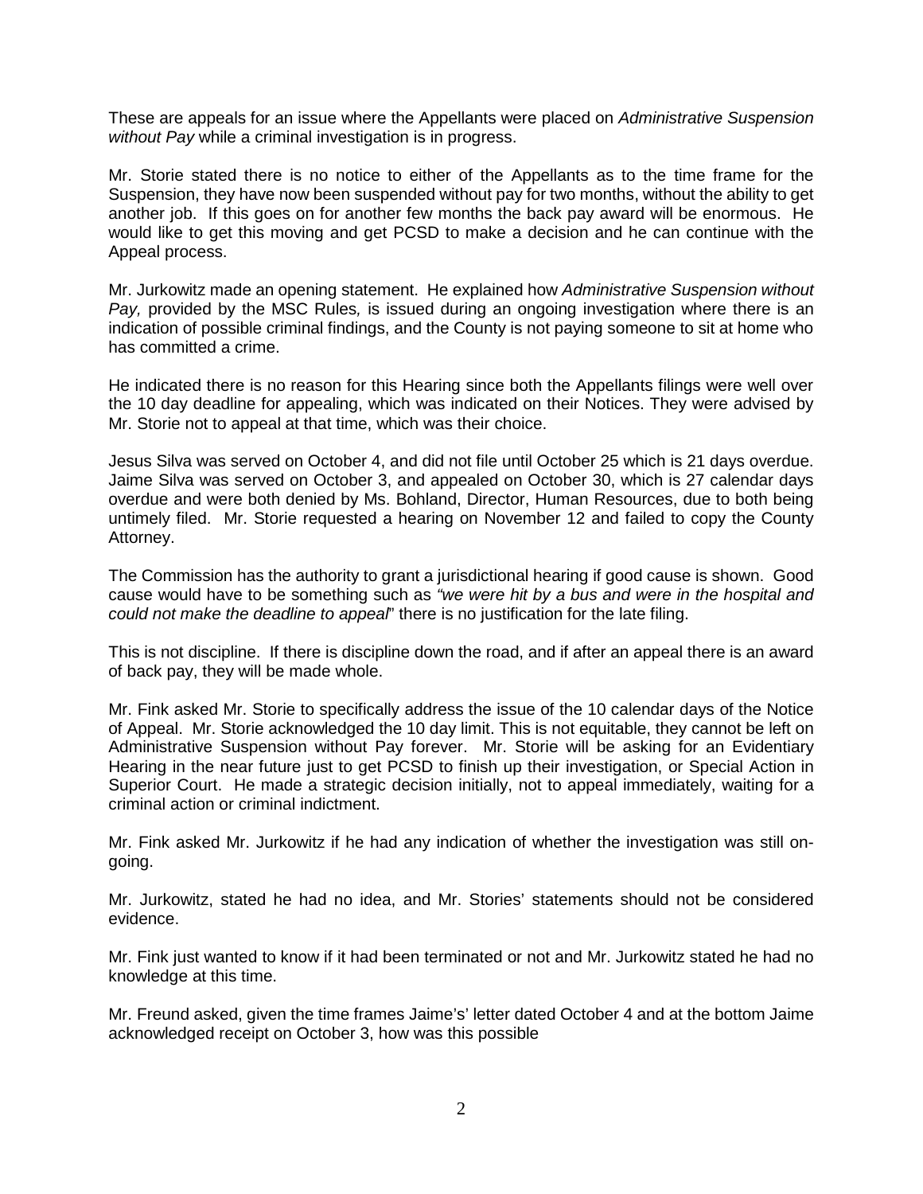These are appeals for an issue where the Appellants were placed on *Administrative Suspension without Pay* while a criminal investigation is in progress.

Mr. Storie stated there is no notice to either of the Appellants as to the time frame for the Suspension, they have now been suspended without pay for two months, without the ability to get another job. If this goes on for another few months the back pay award will be enormous. He would like to get this moving and get PCSD to make a decision and he can continue with the Appeal process.

Mr. Jurkowitz made an opening statement. He explained how *Administrative Suspension without Pay,* provided by the MSC Rules*,* is issued during an ongoing investigation where there is an indication of possible criminal findings, and the County is not paying someone to sit at home who has committed a crime.

He indicated there is no reason for this Hearing since both the Appellants filings were well over the 10 day deadline for appealing, which was indicated on their Notices. They were advised by Mr. Storie not to appeal at that time, which was their choice.

Jesus Silva was served on October 4, and did not file until October 25 which is 21 days overdue. Jaime Silva was served on October 3, and appealed on October 30, which is 27 calendar days overdue and were both denied by Ms. Bohland, Director, Human Resources, due to both being untimely filed. Mr. Storie requested a hearing on November 12 and failed to copy the County Attorney.

The Commission has the authority to grant a jurisdictional hearing if good cause is shown. Good cause would have to be something such as *"we were hit by a bus and were in the hospital and could not make the deadline to appeal*" there is no justification for the late filing.

This is not discipline. If there is discipline down the road, and if after an appeal there is an award of back pay, they will be made whole.

Mr. Fink asked Mr. Storie to specifically address the issue of the 10 calendar days of the Notice of Appeal. Mr. Storie acknowledged the 10 day limit. This is not equitable, they cannot be left on Administrative Suspension without Pay forever. Mr. Storie will be asking for an Evidentiary Hearing in the near future just to get PCSD to finish up their investigation, or Special Action in Superior Court. He made a strategic decision initially, not to appeal immediately, waiting for a criminal action or criminal indictment.

Mr. Fink asked Mr. Jurkowitz if he had any indication of whether the investigation was still on-going.

Mr. Jurkowitz, stated he had no idea, and Mr. Stories' statements should not be considered evidence.

Mr. Fink just wanted to know if it had been terminated or not and Mr. Jurkowitz stated he had no knowledge at this time.

Mr. Freund asked, given the time frames Jaime's' letter dated October 4 and at the bottom Jaime acknowledged receipt on October 3, how was this possible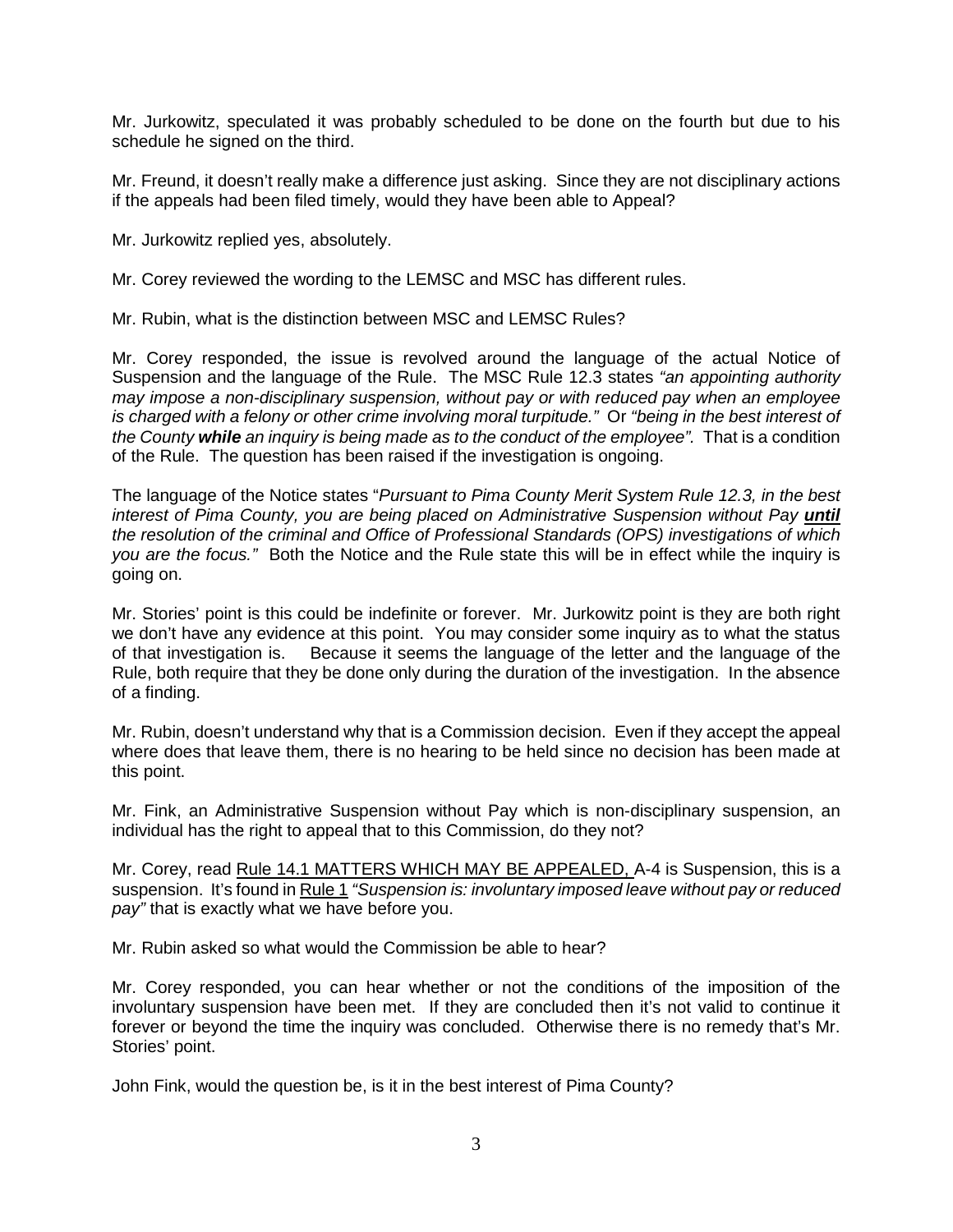Mr. Jurkowitz, speculated it was probably scheduled to be done on the fourth but due to his schedule he signed on the third.

Mr. Freund, it doesn't really make a difference just asking. Since they are not disciplinary actions if the appeals had been filed timely, would they have been able to Appeal?

Mr. Jurkowitz replied yes, absolutely.

Mr. Corey reviewed the wording to the LEMSC and MSC has different rules.

Mr. Rubin, what is the distinction between MSC and LEMSC Rules?

Mr. Corey responded, the issue is revolved around the language of the actual Notice of Suspension and the language of the Rule. The MSC Rule 12.3 states *"an appointing authority may impose a non-disciplinary suspension, without pay or with reduced pay when an employee is charged with a felony or other crime involving moral turpitude."* Or *"being in the best interest of the County **while** an inquiry is being made as to the conduct of the employee".* That is a condition of the Rule. The question has been raised if the investigation is ongoing.

The language of the Notice states "*Pursuant to Pima County Merit System Rule 12.3, in the best interest of Pima County, you are being placed on Administrative Suspension without Pay **until** the resolution of the criminal and Office of Professional Standards (OPS) investigations of which you are the focus."* Both the Notice and the Rule state this will be in effect while the inquiry is going on.

Mr. Stories' point is this could be indefinite or forever. Mr. Jurkowitz point is they are both right we don't have any evidence at this point. You may consider some inquiry as to what the status of that investigation is. Because it seems the language of the letter and the language of the Rule, both require that they be done only during the duration of the investigation. In the absence of a finding.

Mr. Rubin, doesn't understand why that is a Commission decision. Even if they accept the appeal where does that leave them, there is no hearing to be held since no decision has been made at this point.

Mr. Fink, an Administrative Suspension without Pay which is non-disciplinary suspension, an individual has the right to appeal that to this Commission, do they not?

Mr. Corey, read Rule 14.1 MATTERS WHICH MAY BE APPEALED, A-4 is Suspension, this is a suspension. It's found in Rule 1 *"Suspension is: involuntary imposed leave without pay or reduced pay"* that is exactly what we have before you.

Mr. Rubin asked so what would the Commission be able to hear?

Mr. Corey responded, you can hear whether or not the conditions of the imposition of the involuntary suspension have been met. If they are concluded then it's not valid to continue it forever or beyond the time the inquiry was concluded. Otherwise there is no remedy that's Mr. Stories' point.

John Fink, would the question be, is it in the best interest of Pima County?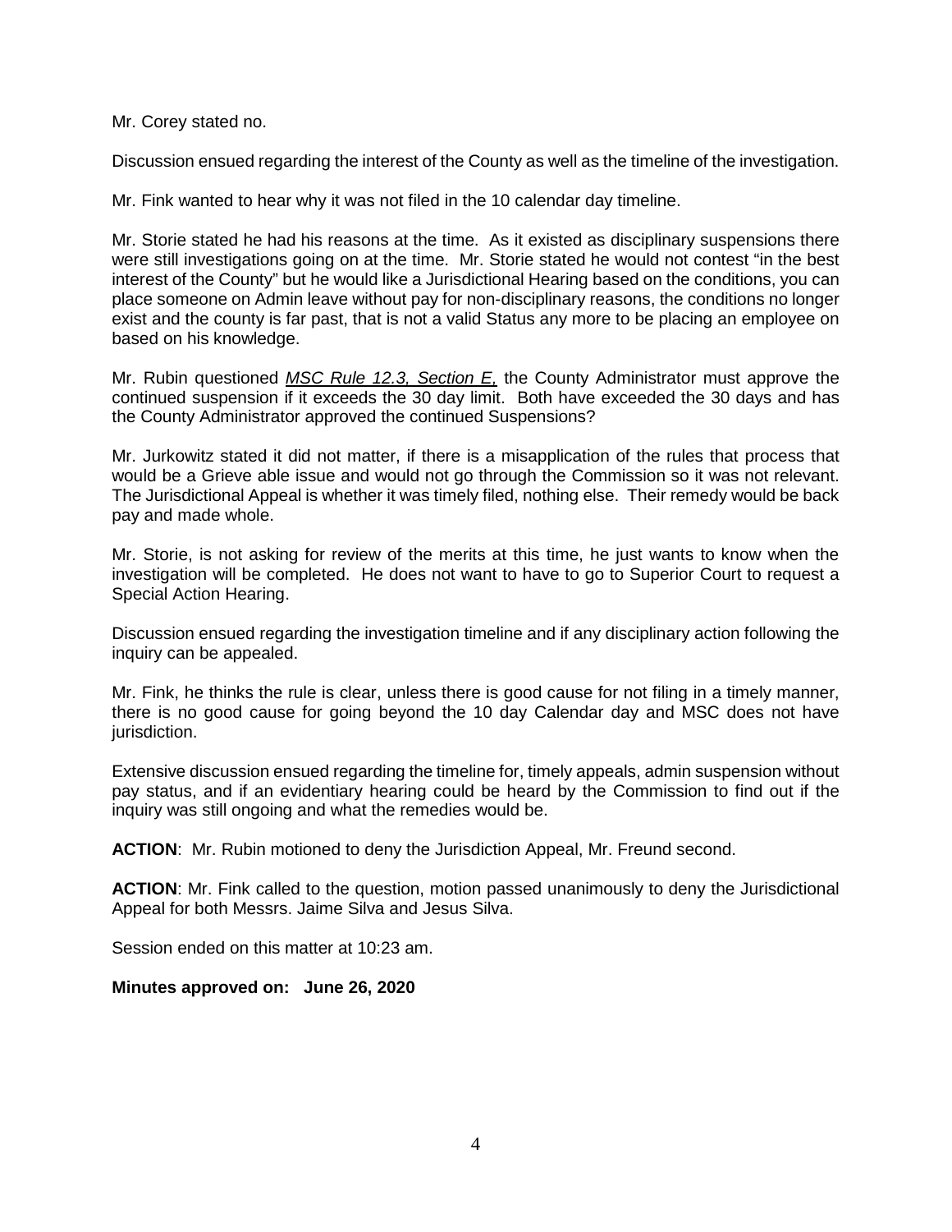Mr. Corey stated no.

Discussion ensued regarding the interest of the County as well as the timeline of the investigation.

Mr. Fink wanted to hear why it was not filed in the 10 calendar day timeline.

Mr. Storie stated he had his reasons at the time. As it existed as disciplinary suspensions there were still investigations going on at the time. Mr. Storie stated he would not contest "in the best interest of the County" but he would like a Jurisdictional Hearing based on the conditions, you can place someone on Admin leave without pay for non-disciplinary reasons, the conditions no longer exist and the county is far past, that is not a valid Status any more to be placing an employee on based on his knowledge.

Mr. Rubin questioned *MSC Rule 12.3, Section E,* the County Administrator must approve the continued suspension if it exceeds the 30 day limit. Both have exceeded the 30 days and has the County Administrator approved the continued Suspensions?

Mr. Jurkowitz stated it did not matter, if there is a misapplication of the rules that process that would be a Grieve able issue and would not go through the Commission so it was not relevant. The Jurisdictional Appeal is whether it was timely filed, nothing else. Their remedy would be back pay and made whole.

Mr. Storie, is not asking for review of the merits at this time, he just wants to know when the investigation will be completed. He does not want to have to go to Superior Court to request a Special Action Hearing.

Discussion ensued regarding the investigation timeline and if any disciplinary action following the inquiry can be appealed.

Mr. Fink, he thinks the rule is clear, unless there is good cause for not filing in a timely manner, there is no good cause for going beyond the 10 day Calendar day and MSC does not have jurisdiction.

Extensive discussion ensued regarding the timeline for, timely appeals, admin suspension without pay status, and if an evidentiary hearing could be heard by the Commission to find out if the inquiry was still ongoing and what the remedies would be.

**ACTION**: Mr. Rubin motioned to deny the Jurisdiction Appeal, Mr. Freund second.

**ACTION**: Mr. Fink called to the question, motion passed unanimously to deny the Jurisdictional Appeal for both Messrs. Jaime Silva and Jesus Silva.

Session ended on this matter at 10:23 am.

**Minutes approved on: June 26, 2020**